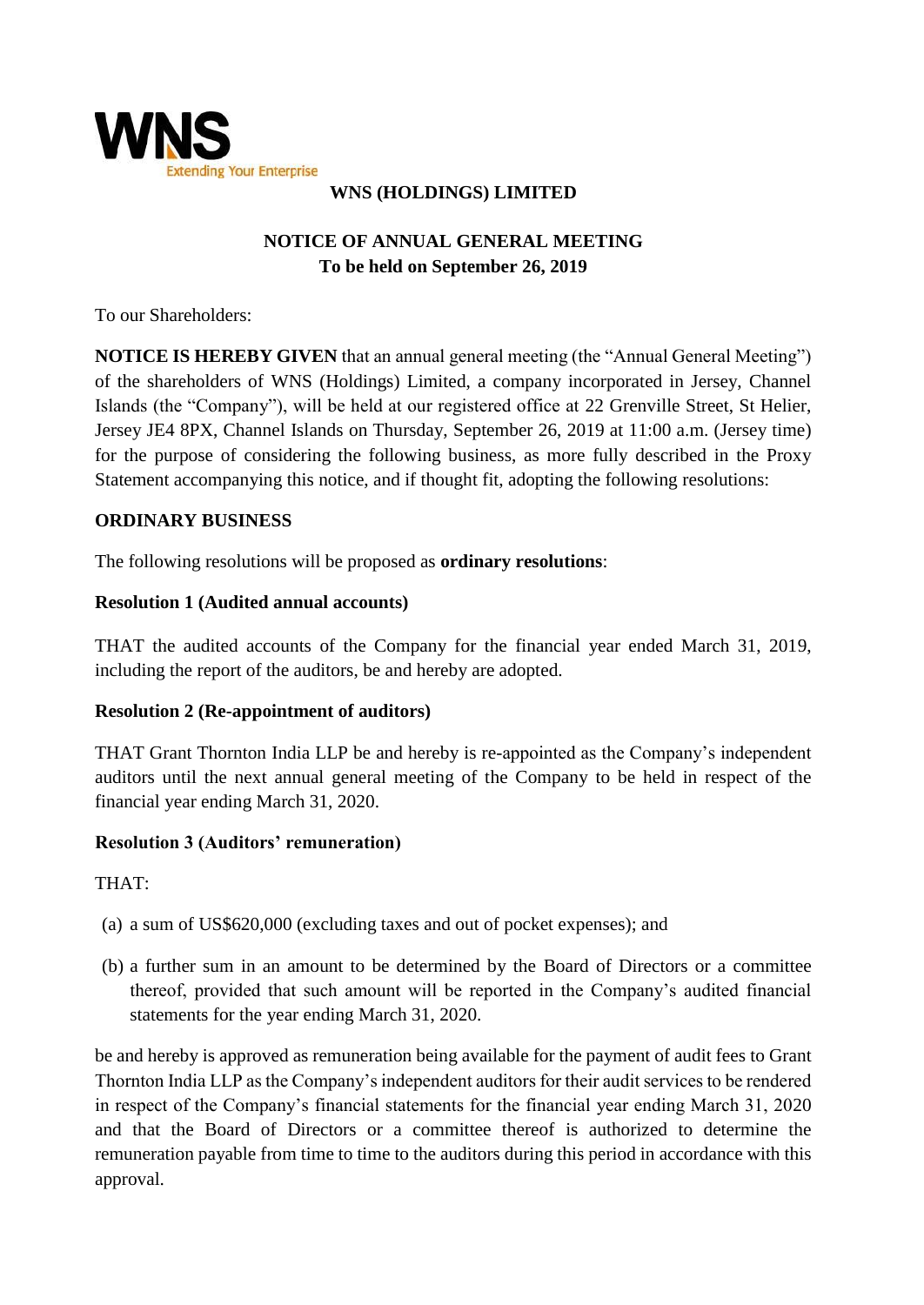# WNS (HOLDINGS) LIMITED

## NOTICE OF ANNUAL GENERAL MEETING
## To be held on September 26, 2019

To our Shareholders:

**NOTICE IS HEREBY GIVEN** that an annual general meeting (the "Annual General Meeting") of the shareholders of WNS (Holdings) Limited, a company incorporated in Jersey, Channel Islands (the "Company"), will be held at our registered office at 22 Grenville Street, St Helier, Jersey JE4 8PX, Channel Islands on Thursday, September 26, 2019 at 11:00 a.m. (Jersey time) for the purpose of considering the following business, as more fully described in the Proxy Statement accompanying this notice, and if thought fit, adopting the following resolutions:

### ORDINARY BUSINESS

The following resolutions will be proposed as **ordinary resolutions**:

**Resolution 1 (Audited annual accounts)**

THAT the audited accounts of the Company for the financial year ended March 31, 2019, including the report of the auditors, be and hereby are adopted.

**Resolution 2 (Re-appointment of auditors)**

THAT Grant Thornton India LLP be and hereby is re-appointed as the Company's independent auditors until the next annual general meeting of the Company to be held in respect of the financial year ending March 31, 2020.

**Resolution 3 (Auditors' remuneration)**

THAT:

(a) a sum of US$620,000 (excluding taxes and out of pocket expenses); and

(b) a further sum in an amount to be determined by the Board of Directors or a committee thereof, provided that such amount will be reported in the Company's audited financial statements for the year ending March 31, 2020.

be and hereby is approved as remuneration being available for the payment of audit fees to Grant Thornton India LLP as the Company's independent auditors for their audit services to be rendered in respect of the Company's financial statements for the financial year ending March 31, 2020 and that the Board of Directors or a committee thereof is authorized to determine the remuneration payable from time to time to the auditors during this period in accordance with this approval.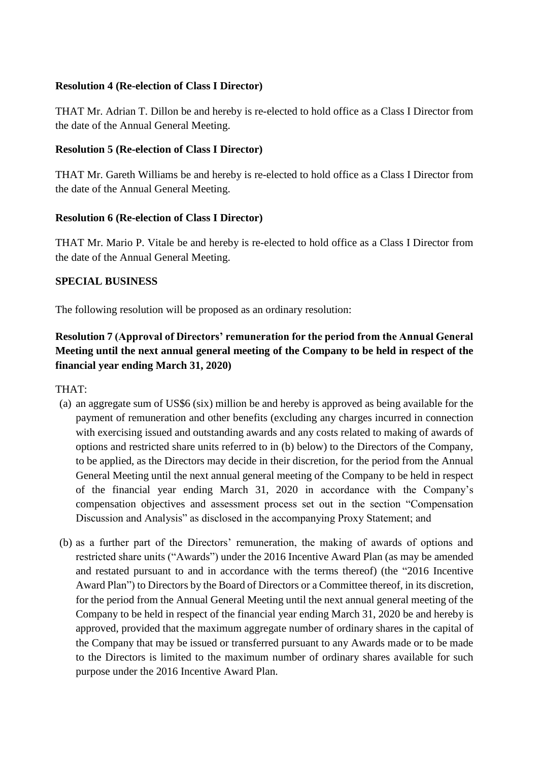**Resolution 4 (Re-election of Class I Director)**

THAT Mr. Adrian T. Dillon be and hereby is re-elected to hold office as a Class I Director from the date of the Annual General Meeting.

**Resolution 5 (Re-election of Class I Director)**

THAT Mr. Gareth Williams be and hereby is re-elected to hold office as a Class I Director from the date of the Annual General Meeting.

**Resolution 6 (Re-election of Class I Director)**

THAT Mr. Mario P. Vitale be and hereby is re-elected to hold office as a Class I Director from the date of the Annual General Meeting.

**SPECIAL BUSINESS**

The following resolution will be proposed as an ordinary resolution:

**Resolution 7 (Approval of Directors' remuneration for the period from the Annual General Meeting until the next annual general meeting of the Company to be held in respect of the financial year ending March 31, 2020)**

THAT:

(a) an aggregate sum of US$6 (six) million be and hereby is approved as being available for the payment of remuneration and other benefits (excluding any charges incurred in connection with exercising issued and outstanding awards and any costs related to making of awards of options and restricted share units referred to in (b) below) to the Directors of the Company, to be applied, as the Directors may decide in their discretion, for the period from the Annual General Meeting until the next annual general meeting of the Company to be held in respect of the financial year ending March 31, 2020 in accordance with the Company's compensation objectives and assessment process set out in the section "Compensation Discussion and Analysis" as disclosed in the accompanying Proxy Statement; and

(b) as a further part of the Directors' remuneration, the making of awards of options and restricted share units ("Awards") under the 2016 Incentive Award Plan (as may be amended and restated pursuant to and in accordance with the terms thereof) (the "2016 Incentive Award Plan") to Directors by the Board of Directors or a Committee thereof, in its discretion, for the period from the Annual General Meeting until the next annual general meeting of the Company to be held in respect of the financial year ending March 31, 2020 be and hereby is approved, provided that the maximum aggregate number of ordinary shares in the capital of the Company that may be issued or transferred pursuant to any Awards made or to be made to the Directors is limited to the maximum number of ordinary shares available for such purpose under the 2016 Incentive Award Plan.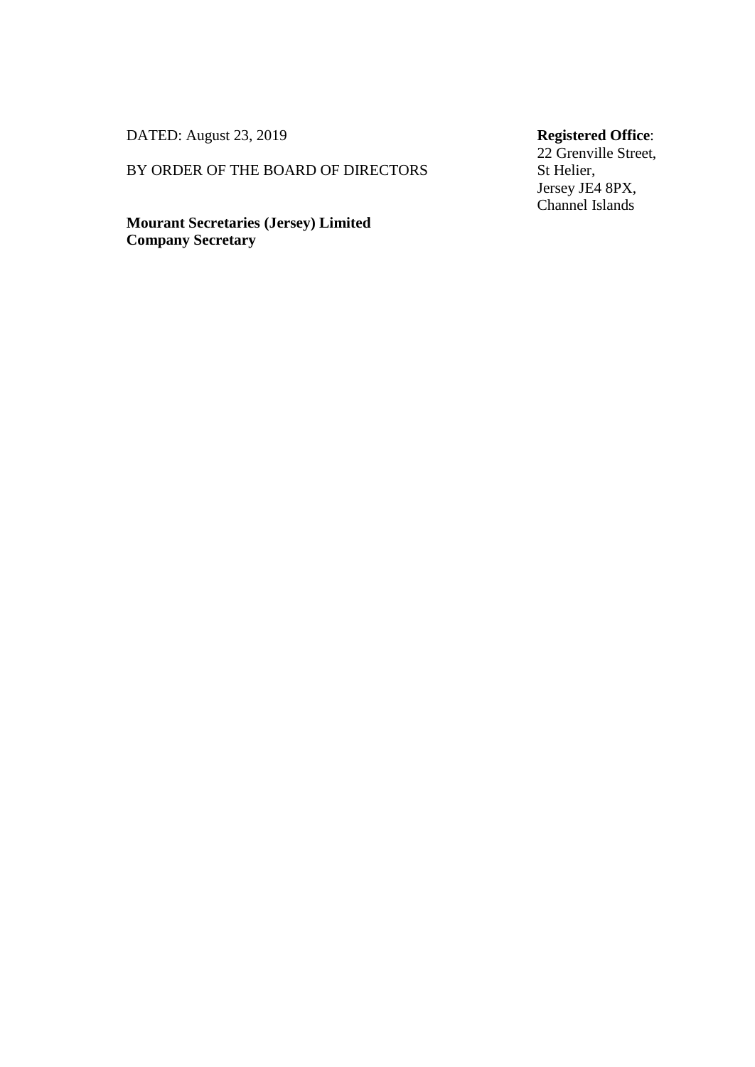DATED: August 23, 2019

BY ORDER OF THE BOARD OF DIRECTORS

**Mourant Secretaries (Jersey) Limited**
**Company Secretary**

**Registered Office**:
22 Grenville Street,
St Helier,
Jersey JE4 8PX,
Channel Islands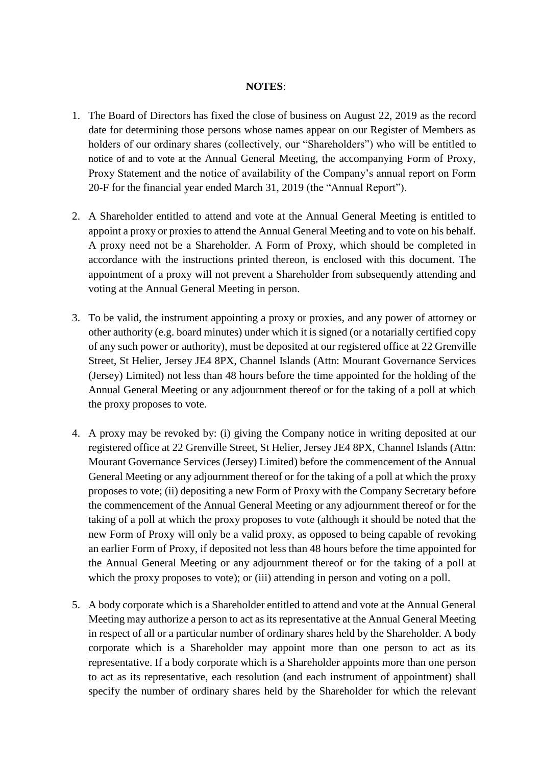**NOTES**:

1. The Board of Directors has fixed the close of business on August 22, 2019 as the record date for determining those persons whose names appear on our Register of Members as holders of our ordinary shares (collectively, our "Shareholders") who will be entitled to notice of and to vote at the Annual General Meeting, the accompanying Form of Proxy, Proxy Statement and the notice of availability of the Company's annual report on Form 20-F for the financial year ended March 31, 2019 (the "Annual Report").

2. A Shareholder entitled to attend and vote at the Annual General Meeting is entitled to appoint a proxy or proxies to attend the Annual General Meeting and to vote on his behalf. A proxy need not be a Shareholder. A Form of Proxy, which should be completed in accordance with the instructions printed thereon, is enclosed with this document. The appointment of a proxy will not prevent a Shareholder from subsequently attending and voting at the Annual General Meeting in person.

3. To be valid, the instrument appointing a proxy or proxies, and any power of attorney or other authority (e.g. board minutes) under which it is signed (or a notarially certified copy of any such power or authority), must be deposited at our registered office at 22 Grenville Street, St Helier, Jersey JE4 8PX, Channel Islands (Attn: Mourant Governance Services (Jersey) Limited) not less than 48 hours before the time appointed for the holding of the Annual General Meeting or any adjournment thereof or for the taking of a poll at which the proxy proposes to vote.

4. A proxy may be revoked by: (i) giving the Company notice in writing deposited at our registered office at 22 Grenville Street, St Helier, Jersey JE4 8PX, Channel Islands (Attn: Mourant Governance Services (Jersey) Limited) before the commencement of the Annual General Meeting or any adjournment thereof or for the taking of a poll at which the proxy proposes to vote; (ii) depositing a new Form of Proxy with the Company Secretary before the commencement of the Annual General Meeting or any adjournment thereof or for the taking of a poll at which the proxy proposes to vote (although it should be noted that the new Form of Proxy will only be a valid proxy, as opposed to being capable of revoking an earlier Form of Proxy, if deposited not less than 48 hours before the time appointed for the Annual General Meeting or any adjournment thereof or for the taking of a poll at which the proxy proposes to vote); or (iii) attending in person and voting on a poll.

5. A body corporate which is a Shareholder entitled to attend and vote at the Annual General Meeting may authorize a person to act as its representative at the Annual General Meeting in respect of all or a particular number of ordinary shares held by the Shareholder. A body corporate which is a Shareholder may appoint more than one person to act as its representative. If a body corporate which is a Shareholder appoints more than one person to act as its representative, each resolution (and each instrument of appointment) shall specify the number of ordinary shares held by the Shareholder for which the relevant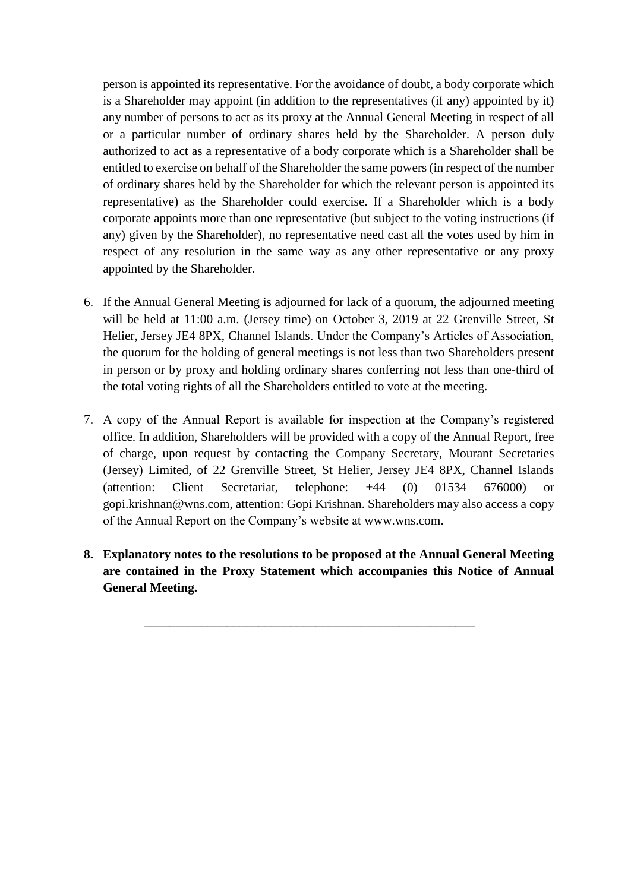person is appointed its representative. For the avoidance of doubt, a body corporate which is a Shareholder may appoint (in addition to the representatives (if any) appointed by it) any number of persons to act as its proxy at the Annual General Meeting in respect of all or a particular number of ordinary shares held by the Shareholder. A person duly authorized to act as a representative of a body corporate which is a Shareholder shall be entitled to exercise on behalf of the Shareholder the same powers (in respect of the number of ordinary shares held by the Shareholder for which the relevant person is appointed its representative) as the Shareholder could exercise. If a Shareholder which is a body corporate appoints more than one representative (but subject to the voting instructions (if any) given by the Shareholder), no representative need cast all the votes used by him in respect of any resolution in the same way as any other representative or any proxy appointed by the Shareholder.

6. If the Annual General Meeting is adjourned for lack of a quorum, the adjourned meeting will be held at 11:00 a.m. (Jersey time) on October 3, 2019 at 22 Grenville Street, St Helier, Jersey JE4 8PX, Channel Islands. Under the Company's Articles of Association, the quorum for the holding of general meetings is not less than two Shareholders present in person or by proxy and holding ordinary shares conferring not less than one-third of the total voting rights of all the Shareholders entitled to vote at the meeting.

7. A copy of the Annual Report is available for inspection at the Company's registered office. In addition, Shareholders will be provided with a copy of the Annual Report, free of charge, upon request by contacting the Company Secretary, Mourant Secretaries (Jersey) Limited, of 22 Grenville Street, St Helier, Jersey JE4 8PX, Channel Islands (attention: Client Secretariat, telephone: +44 (0) 01534 676000) or gopi.krishnan@wns.com, attention: Gopi Krishnan. Shareholders may also access a copy of the Annual Report on the Company's website at www.wns.com.

8. **Explanatory notes to the resolutions to be proposed at the Annual General Meeting are contained in the Proxy Statement which accompanies this Notice of Annual General Meeting.**

---